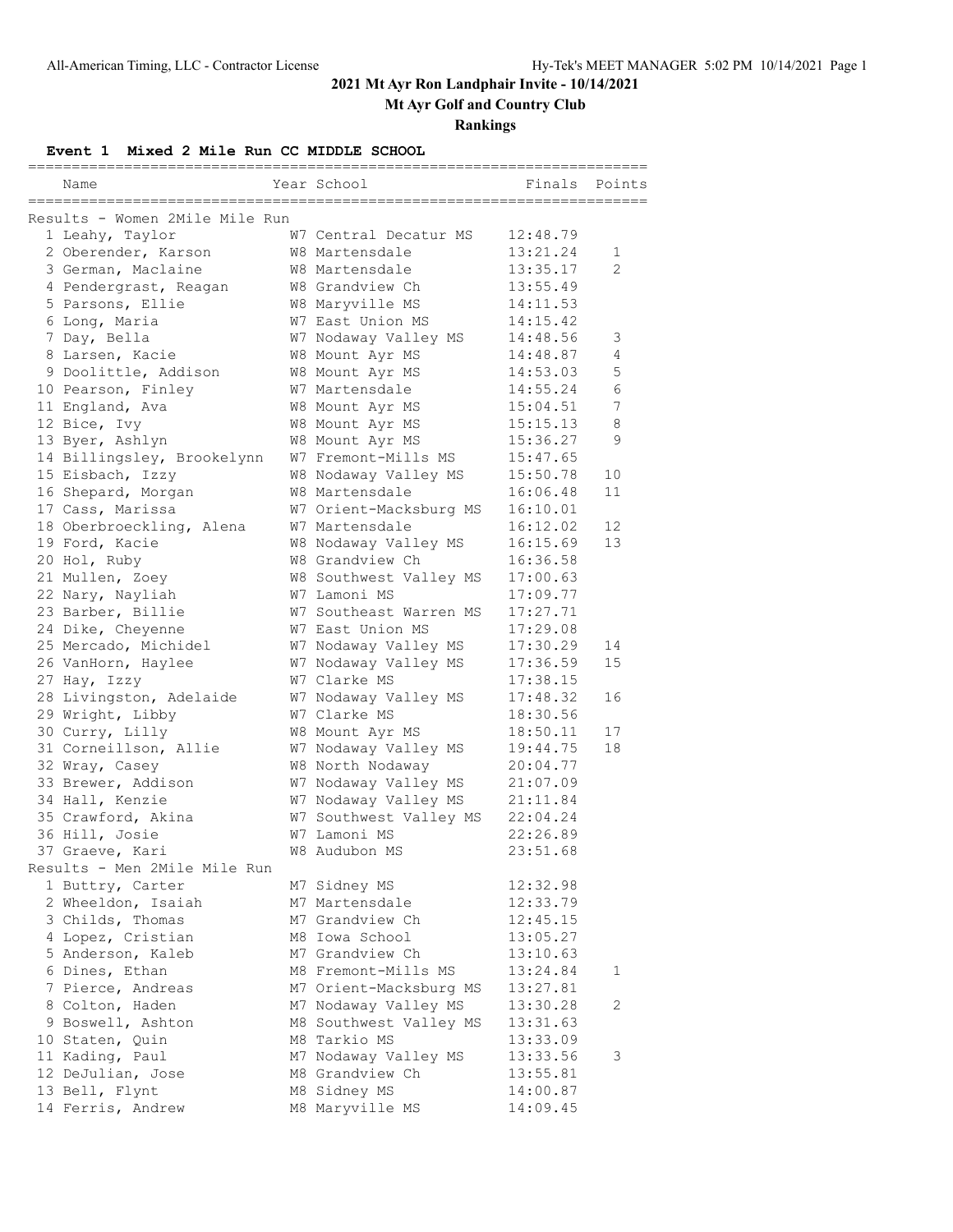# 2021 Mt Ayr Ron Landphair Invite - 10/14/2021

## Mt Ayr Golf and Country Club

## Rankings

### Event 1 Mixed 2 Mile Run CC MIDDLE SCHOOL

**Results - Women 2Mile Mile Run**

| Place | Name | Year | School | Finals | Points |
|---|---|---|---|---|---|
| 1 | Leahy, Taylor | W7 | Central Decatur MS | 12:48.79 | |
| 2 | Oberender, Karson | W8 | Martensdale | 13:21.24 | 1 |
| 3 | German, Maclaine | W8 | Martensdale | 13:35.17 | 2 |
| 4 | Pendergrast, Reagan | W8 | Grandview Ch | 13:55.49 | |
| 5 | Parsons, Ellie | W8 | Maryville MS | 14:11.53 | |
| 6 | Long, Maria | W7 | East Union MS | 14:15.42 | |
| 7 | Day, Bella | W7 | Nodaway Valley MS | 14:48.56 | 3 |
| 8 | Larsen, Kacie | W8 | Mount Ayr MS | 14:48.87 | 4 |
| 9 | Doolittle, Addison | W8 | Mount Ayr MS | 14:53.03 | 5 |
| 10 | Pearson, Finley | W7 | Martensdale | 14:55.24 | 6 |
| 11 | England, Ava | W8 | Mount Ayr MS | 15:04.51 | 7 |
| 12 | Bice, Ivy | W8 | Mount Ayr MS | 15:15.13 | 8 |
| 13 | Byer, Ashlyn | W8 | Mount Ayr MS | 15:36.27 | 9 |
| 14 | Billingsley, Brookelynn | W7 | Fremont-Mills MS | 15:47.65 | |
| 15 | Eisbach, Izzy | W8 | Nodaway Valley MS | 15:50.78 | 10 |
| 16 | Shepard, Morgan | W8 | Martensdale | 16:06.48 | 11 |
| 17 | Cass, Marissa | W7 | Orient-Macksburg MS | 16:10.01 | |
| 18 | Oberbroeckling, Alena | W7 | Martensdale | 16:12.02 | 12 |
| 19 | Ford, Kacie | W8 | Nodaway Valley MS | 16:15.69 | 13 |
| 20 | Hol, Ruby | W8 | Grandview Ch | 16:36.58 | |
| 21 | Mullen, Zoey | W8 | Southwest Valley MS | 17:00.63 | |
| 22 | Nary, Nayliah | W7 | Lamoni MS | 17:09.77 | |
| 23 | Barber, Billie | W7 | Southeast Warren MS | 17:27.71 | |
| 24 | Dike, Cheyenne | W7 | East Union MS | 17:29.08 | |
| 25 | Mercado, Michidel | W7 | Nodaway Valley MS | 17:30.29 | 14 |
| 26 | VanHorn, Haylee | W7 | Nodaway Valley MS | 17:36.59 | 15 |
| 27 | Hay, Izzy | W7 | Clarke MS | 17:38.15 | |
| 28 | Livingston, Adelaide | W7 | Nodaway Valley MS | 17:48.32 | 16 |
| 29 | Wright, Libby | W7 | Clarke MS | 18:30.56 | |
| 30 | Curry, Lilly | W8 | Mount Ayr MS | 18:50.11 | 17 |
| 31 | Corneillson, Allie | W7 | Nodaway Valley MS | 19:44.75 | 18 |
| 32 | Wray, Casey | W8 | North Nodaway | 20:04.77 | |
| 33 | Brewer, Addison | W7 | Nodaway Valley MS | 21:07.09 | |
| 34 | Hall, Kenzie | W7 | Nodaway Valley MS | 21:11.84 | |
| 35 | Crawford, Akina | W7 | Southwest Valley MS | 22:04.24 | |
| 36 | Hill, Josie | W7 | Lamoni MS | 22:26.89 | |
| 37 | Graeve, Kari | W8 | Audubon MS | 23:51.68 | |

**Results - Men 2Mile Mile Run**

| Place | Name | Year | School | Finals | Points |
|---|---|---|---|---|---|
| 1 | Buttry, Carter | M7 | Sidney MS | 12:32.98 | |
| 2 | Wheeldon, Isaiah | M7 | Martensdale | 12:33.79 | |
| 3 | Childs, Thomas | M7 | Grandview Ch | 12:45.15 | |
| 4 | Lopez, Cristian | M8 | Iowa School | 13:05.27 | |
| 5 | Anderson, Kaleb | M7 | Grandview Ch | 13:10.63 | |
| 6 | Dines, Ethan | M8 | Fremont-Mills MS | 13:24.84 | 1 |
| 7 | Pierce, Andreas | M7 | Orient-Macksburg MS | 13:27.81 | |
| 8 | Colton, Haden | M7 | Nodaway Valley MS | 13:30.28 | 2 |
| 9 | Boswell, Ashton | M8 | Southwest Valley MS | 13:31.63 | |
| 10 | Staten, Quin | M8 | Tarkio MS | 13:33.09 | |
| 11 | Kading, Paul | M7 | Nodaway Valley MS | 13:33.56 | 3 |
| 12 | DeJulian, Jose | M8 | Grandview Ch | 13:55.81 | |
| 13 | Bell, Flynt | M8 | Sidney MS | 14:00.87 | |
| 14 | Ferris, Andrew | M8 | Maryville MS | 14:09.45 | |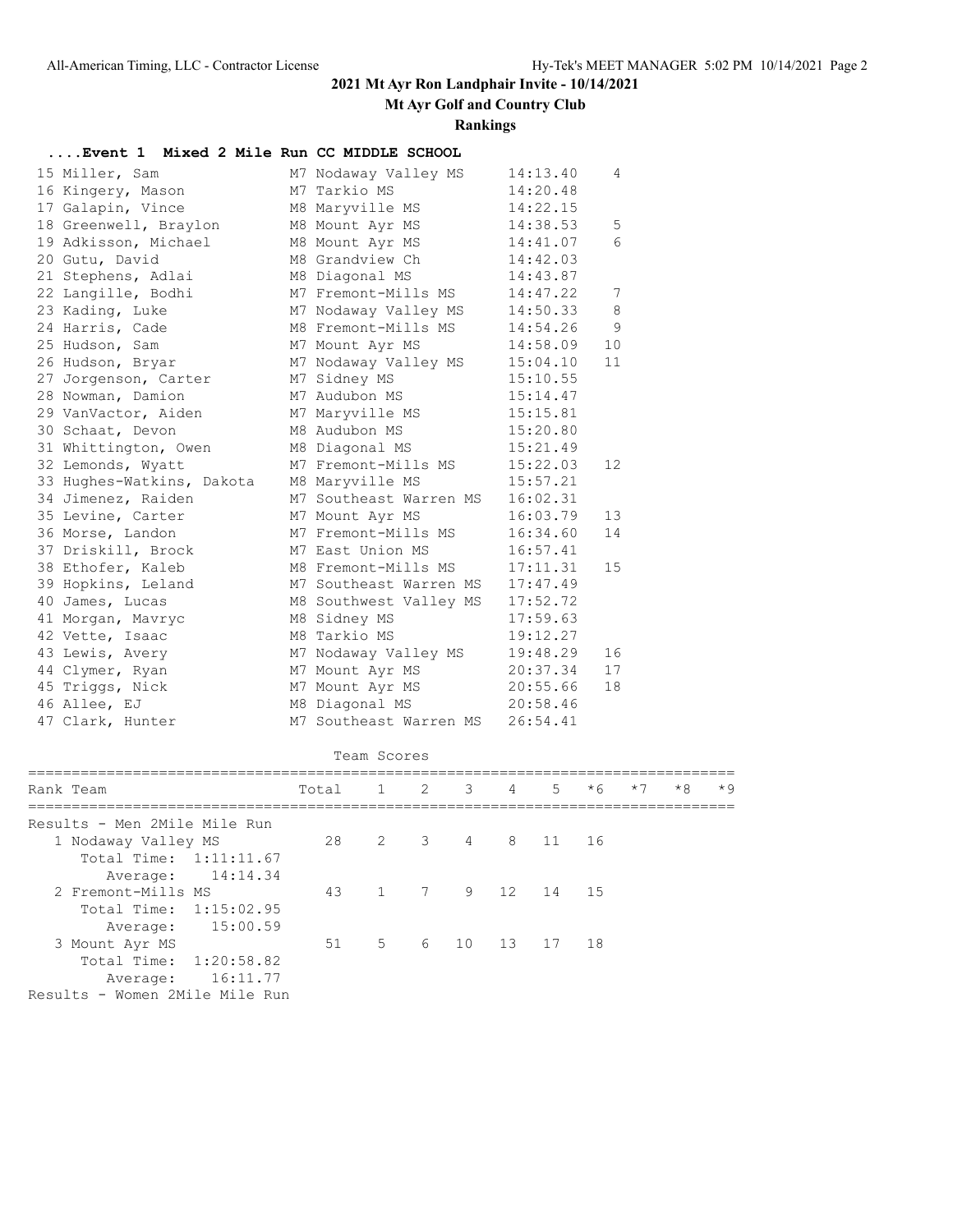**2021 Mt Ayr Ron Landphair Invite - 10/14/2021**

**Mt Ayr Golf and Country Club**

**Rankings**

### ....Event 1 Mixed 2 Mile Run CC MIDDLE SCHOOL

| Place | Name | Yr | School | Time | Points |
|---|---|---|---|---|---|
| 15 | Miller, Sam | M7 | Nodaway Valley MS | 14:13.40 | 4 |
| 16 | Kingery, Mason | M7 | Tarkio MS | 14:20.48 | |
| 17 | Galapin, Vince | M8 | Maryville MS | 14:22.15 | |
| 18 | Greenwell, Braylon | M8 | Mount Ayr MS | 14:38.53 | 5 |
| 19 | Adkisson, Michael | M8 | Mount Ayr MS | 14:41.07 | 6 |
| 20 | Gutu, David | M8 | Grandview Ch | 14:42.03 | |
| 21 | Stephens, Adlai | M8 | Diagonal MS | 14:43.87 | |
| 22 | Langille, Bodhi | M7 | Fremont-Mills MS | 14:47.22 | 7 |
| 23 | Kading, Luke | M7 | Nodaway Valley MS | 14:50.33 | 8 |
| 24 | Harris, Cade | M8 | Fremont-Mills MS | 14:54.26 | 9 |
| 25 | Hudson, Sam | M7 | Mount Ayr MS | 14:58.09 | 10 |
| 26 | Hudson, Bryar | M7 | Nodaway Valley MS | 15:04.10 | 11 |
| 27 | Jorgenson, Carter | M7 | Sidney MS | 15:10.55 | |
| 28 | Nowman, Damion | M7 | Audubon MS | 15:14.47 | |
| 29 | VanVactor, Aiden | M7 | Maryville MS | 15:15.81 | |
| 30 | Schaat, Devon | M8 | Audubon MS | 15:20.80 | |
| 31 | Whittington, Owen | M8 | Diagonal MS | 15:21.49 | |
| 32 | Lemonds, Wyatt | M7 | Fremont-Mills MS | 15:22.03 | 12 |
| 33 | Hughes-Watkins, Dakota | M8 | Maryville MS | 15:57.21 | |
| 34 | Jimenez, Raiden | M7 | Southeast Warren MS | 16:02.31 | |
| 35 | Levine, Carter | M7 | Mount Ayr MS | 16:03.79 | 13 |
| 36 | Morse, Landon | M7 | Fremont-Mills MS | 16:34.60 | 14 |
| 37 | Driskill, Brock | M7 | East Union MS | 16:57.41 | |
| 38 | Ethofer, Kaleb | M8 | Fremont-Mills MS | 17:11.31 | 15 |
| 39 | Hopkins, Leland | M7 | Southeast Warren MS | 17:47.49 | |
| 40 | James, Lucas | M8 | Southwest Valley MS | 17:52.72 | |
| 41 | Morgan, Mavryc | M8 | Sidney MS | 17:59.63 | |
| 42 | Vette, Isaac | M8 | Tarkio MS | 19:12.27 | |
| 43 | Lewis, Avery | M7 | Nodaway Valley MS | 19:48.29 | 16 |
| 44 | Clymer, Ryan | M7 | Mount Ayr MS | 20:37.34 | 17 |
| 45 | Triggs, Nick | M7 | Mount Ayr MS | 20:55.66 | 18 |
| 46 | Allee, EJ | M8 | Diagonal MS | 20:58.46 | |
| 47 | Clark, Hunter | M7 | Southeast Warren MS | 26:54.41 | |

#### Team Scores

| Rank Team | Total | 1 | 2 | 3 | 4 | 5 | *6 | *7 | *8 | *9 |
|---|---|---|---|---|---|---|---|---|---|---|
| **Results - Men 2Mile Mile Run** | | | | | | | | | | |
| 1 Nodaway Valley MS | 28 | 2 | 3 | 4 | 8 | 11 | 16 | | | |
| Total Time: 1:11:11.67 | | | | | | | | | | |
| Average: 14:14.34 | | | | | | | | | | |
| 2 Fremont-Mills MS | 43 | 1 | 7 | 9 | 12 | 14 | 15 | | | |
| Total Time: 1:15:02.95 | | | | | | | | | | |
| Average: 15:00.59 | | | | | | | | | | |
| 3 Mount Ayr MS | 51 | 5 | 6 | 10 | 13 | 17 | 18 | | | |
| Total Time: 1:20:58.82 | | | | | | | | | | |
| Average: 16:11.77 | | | | | | | | | | |
| **Results - Women 2Mile Mile Run** | | | | | | | | | | |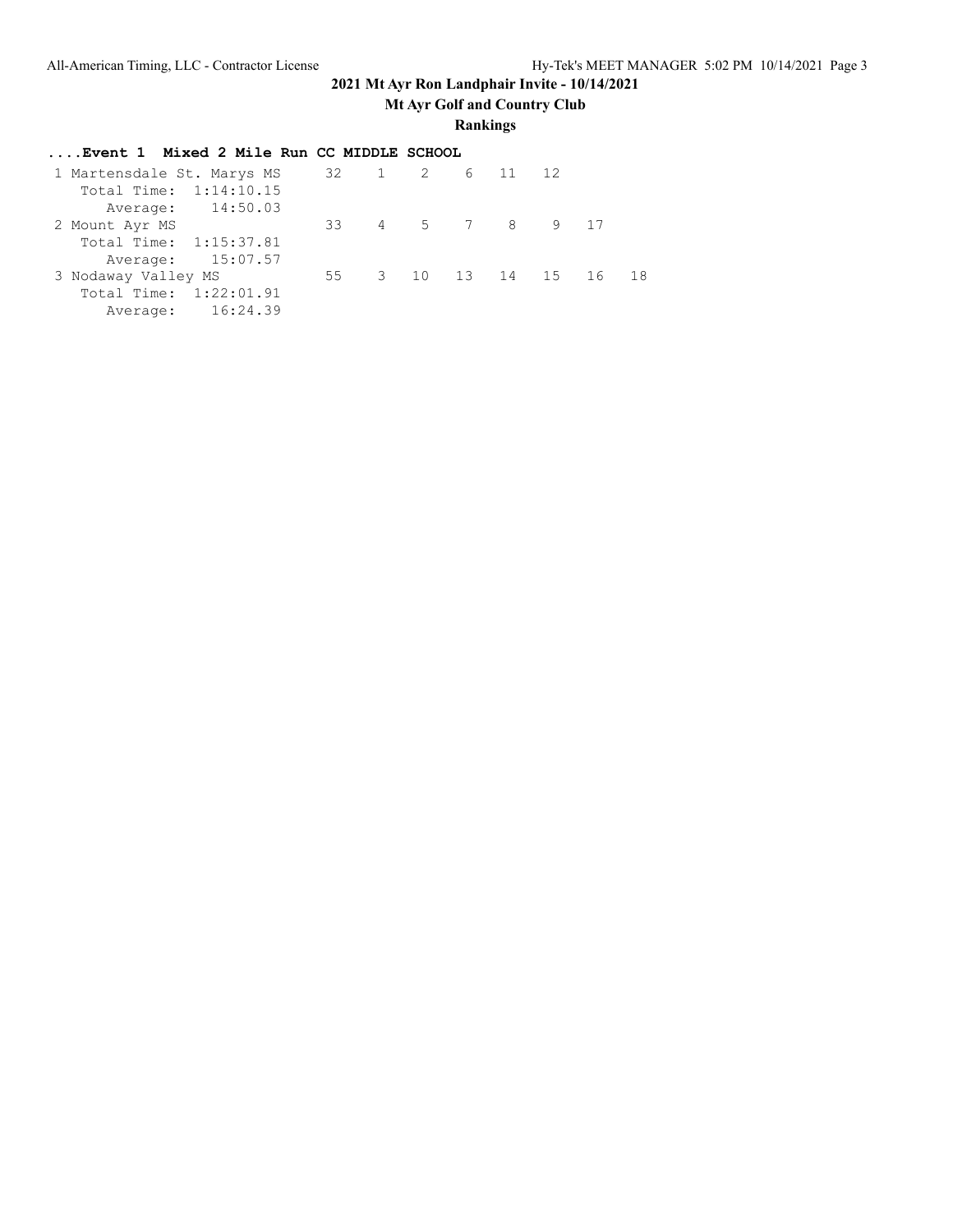## 2021 Mt Ayr Ron Landphair Invite - 10/14/2021

### Mt Ayr Golf and Country Club

### Rankings

**....Event 1 Mixed 2 Mile Run CC MIDDLE SCHOOL**

```
 1 Martensdale St. Marys MS     32    1    2    6   11   12
    Total Time:  1:14:10.15
       Average:    14:50.03
 2 Mount Ayr MS                 33    4    5    7    8    9   17
    Total Time:  1:15:37.81
       Average:    15:07.57
 3 Nodaway Valley MS            55    3   10   13   14   15   16   18
    Total Time:  1:22:01.91
       Average:    16:24.39
```